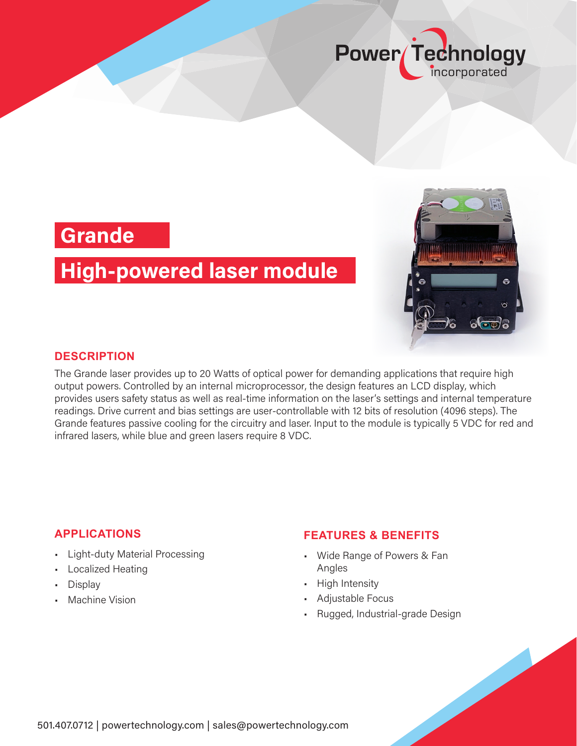# Grande

## High-powered laser module

### DESCRIPTION

The Grande laser provides up to 20 Watts of optical power for demanding applications that require high output powers. Controlled by an internal microprocessor, the design features an LCD display, which provides users safety status as well as real-time information on the laser's settings and internal temperature readings. Drive current and bias settings are user-controllable with 12 bits of resolution (4096 steps). The Grande features passive cooling for the circuitry and laser. Input to the module is typically 5 VDC for red and infrared lasers, while blue and green lasers require 8 VDC.

### APPLICATIONS

- Light-duty Material Processing
- Localized Heating
- Display
- Machine Vision

### FEATURES & BENEFITS

- Wide Range of Powers & Fan Angles
- High Intensity
- Adjustable Focus
- Rugged, Industrial-grade Design

501.407.0712 | powertechnology.com | sales@powertechnology.com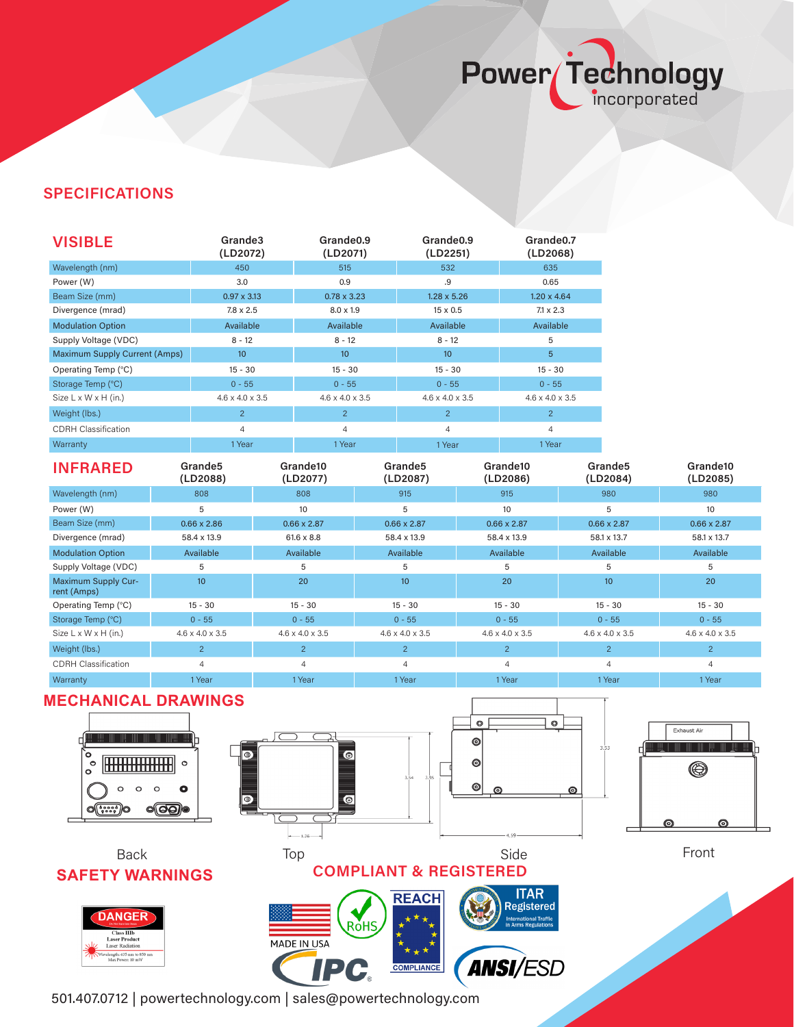## SPECIFICATIONS

| VISIBLE | Grande3 (LD2072) | Grande0.9 (LD2071) | Grande0.9 (LD2251) | Grande0.7 (LD2068) |
|---|---|---|---|---|
| Wavelength (nm) | 450 | 515 | 532 | 635 |
| Power (W) | 3.0 | 0.9 | .9 | 0.65 |
| Beam Size (mm) | 0.97 x 3.13 | 0.78 x 3.23 | 1.28 x 5.26 | 1.20 x 4.64 |
| Divergence (mrad) | 7.8 x 2.5 | 8.0 x 1.9 | 15 x 0.5 | 7.1 x 2.3 |
| Modulation Option | Available | Available | Available | Available |
| Supply Voltage (VDC) | 8 - 12 | 8 - 12 | 8 - 12 | 5 |
| Maximum Supply Current (Amps) | 10 | 10 | 10 | 5 |
| Operating Temp (°C) | 15 - 30 | 15 - 30 | 15 - 30 | 15 - 30 |
| Storage Temp (°C) | 0 - 55 | 0 - 55 | 0 - 55 | 0 - 55 |
| Size L x W x H (in.) | 4.6 x 4.0 x 3.5 | 4.6 x 4.0 x 3.5 | 4.6 x 4.0 x 3.5 | 4.6 x 4.0 x 3.5 |
| Weight (lbs.) | 2 | 2 | 2 | 2 |
| CDRH Classification | 4 | 4 | 4 | 4 |
| Warranty | 1 Year | 1 Year | 1 Year | 1 Year |

| INFRARED | Grande5 (LD2088) | Grande10 (LD2077) | Grande5 (LD2087) | Grande10 (LD2086) | Grande5 (LD2084) | Grande10 (LD2085) |
|---|---|---|---|---|---|---|
| Wavelength (nm) | 808 | 808 | 915 | 915 | 980 | 980 |
| Power (W) | 5 | 10 | 5 | 10 | 5 | 10 |
| Beam Size (mm) | 0.66 x 2.86 | 0.66 x 2.87 | 0.66 x 2.87 | 0.66 x 2.87 | 0.66 x 2.87 | 0.66 x 2.87 |
| Divergence (mrad) | 58.4 x 13.9 | 61.6 x 8.8 | 58.4 x 13.9 | 58.4 x 13.9 | 58.1 x 13.7 | 58.1 x 13.7 |
| Modulation Option | Available | Available | Available | Available | Available | Available |
| Supply Voltage (VDC) | 5 | 5 | 5 | 5 | 5 | 5 |
| Maximum Supply Current (Amps) | 10 | 20 | 10 | 20 | 10 | 20 |
| Operating Temp (°C) | 15 - 30 | 15 - 30 | 15 - 30 | 15 - 30 | 15 - 30 | 15 - 30 |
| Storage Temp (°C) | 0 - 55 | 0 - 55 | 0 - 55 | 0 - 55 | 0 - 55 | 0 - 55 |
| Size L x W x H (in.) | 4.6 x 4.0 x 3.5 | 4.6 x 4.0 x 3.5 | 4.6 x 4.0 x 3.5 | 4.6 x 4.0 x 3.5 | 4.6 x 4.0 x 3.5 | 4.6 x 4.0 x 3.5 |
| Weight (lbs.) | 2 | 2 | 2 | 2 | 2 | 2 |
| CDRH Classification | 4 | 4 | 4 | 4 | 4 | 4 |
| Warranty | 1 Year | 1 Year | 1 Year | 1 Year | 1 Year | 1 Year |

## MECHANICAL DRAWINGS

Back

Top

1.26

3.54

3.95

Side

4.59

3.53

Front

Exhaust Air

## SAFETY WARNINGS

DANGER

Class IIIb Laser Product

Laser Radiation

Wavelength: 635 nm to 850 nm

Max Power: 10 mW

## COMPLIANT & REGISTERED

MADE IN USA

RoHS

REACH COMPLIANCE

ITAR Registered – International Traffic in Arms Regulations

IPC

ANSI/ESD

501.407.0712 | powertechnology.com | sales@powertechnology.com